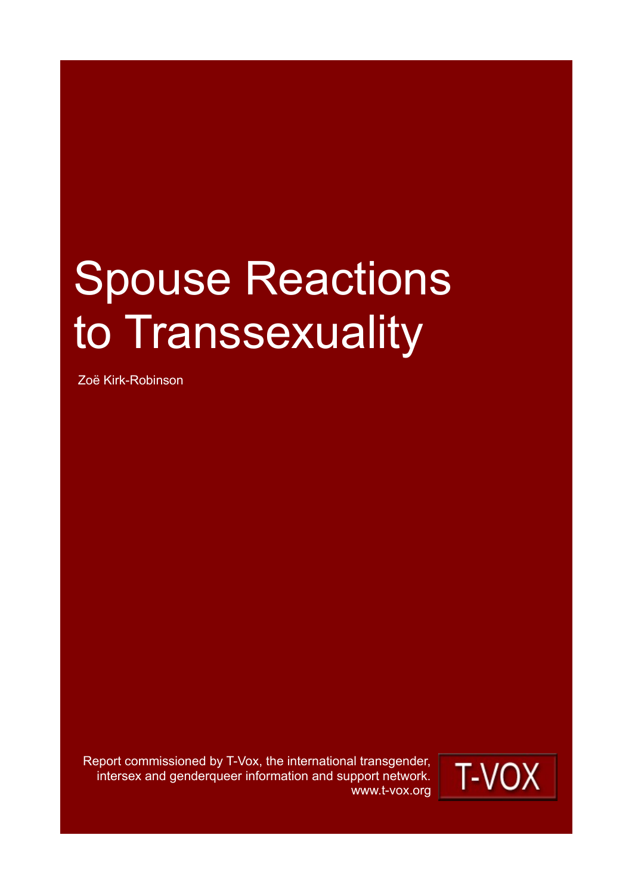# Spouse Reactions to Transsexuality

Zoë Kirk-Robinson

Report commissioned by T-Vox, the international transgender, intersex and genderqueer information and support network. www.t-vox.org

T-VOX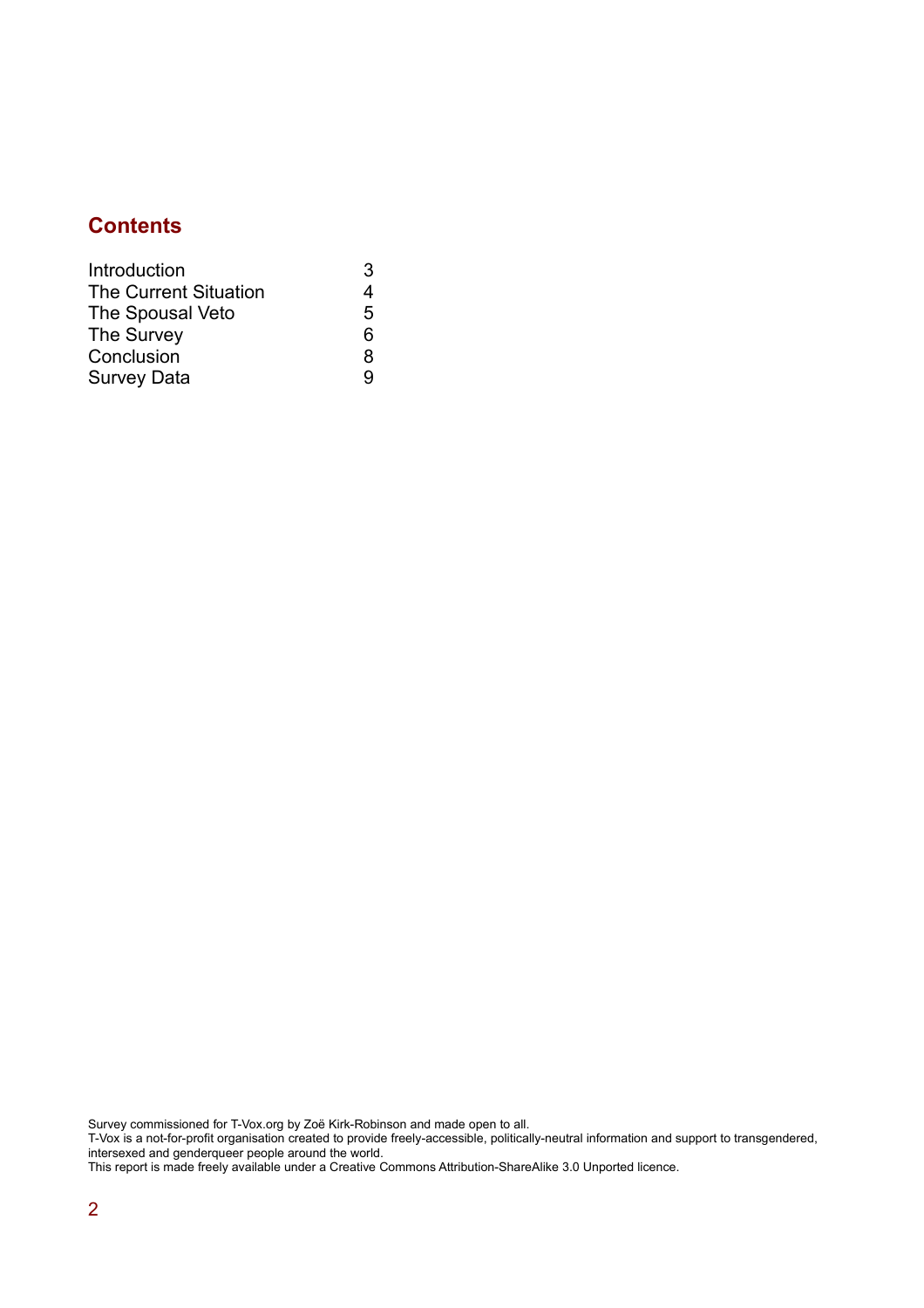## Contents

| | |
|---|---|
| Introduction | 3 |
| The Current Situation | 4 |
| The Spousal Veto | 5 |
| The Survey | 6 |
| Conclusion | 8 |
| Survey Data | 9 |

Survey commissioned for T-Vox.org by Zoë Kirk-Robinson and made open to all.
T-Vox is a not-for-profit organisation created to provide freely-accessible, politically-neutral information and support to transgendered, intersexed and genderqueer people around the world.
This report is made freely available under a Creative Commons Attribution-ShareAlike 3.0 Unported licence.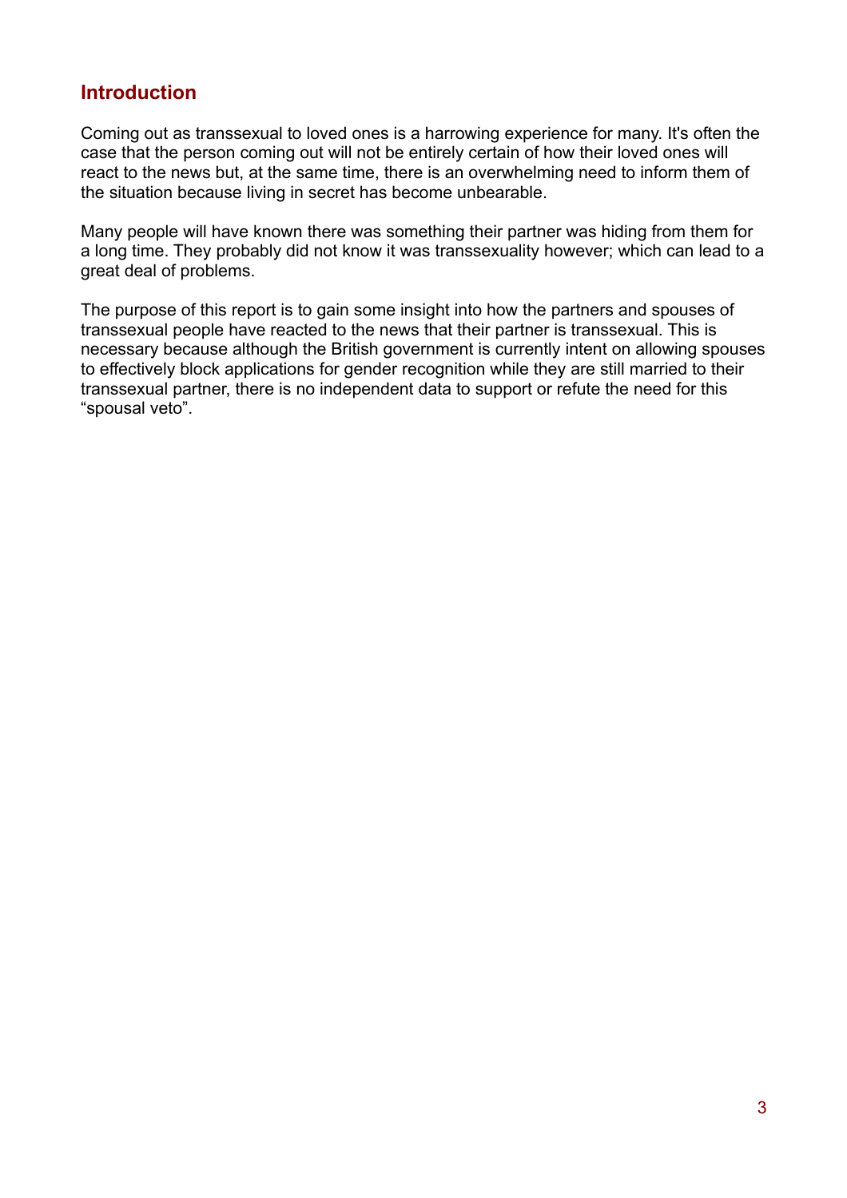## Introduction

Coming out as transsexual to loved ones is a harrowing experience for many. It's often the case that the person coming out will not be entirely certain of how their loved ones will react to the news but, at the same time, there is an overwhelming need to inform them of the situation because living in secret has become unbearable.

Many people will have known there was something their partner was hiding from them for a long time. They probably did not know it was transsexuality however; which can lead to a great deal of problems.

The purpose of this report is to gain some insight into how the partners and spouses of transsexual people have reacted to the news that their partner is transsexual. This is necessary because although the British government is currently intent on allowing spouses to effectively block applications for gender recognition while they are still married to their transsexual partner, there is no independent data to support or refute the need for this “spousal veto”.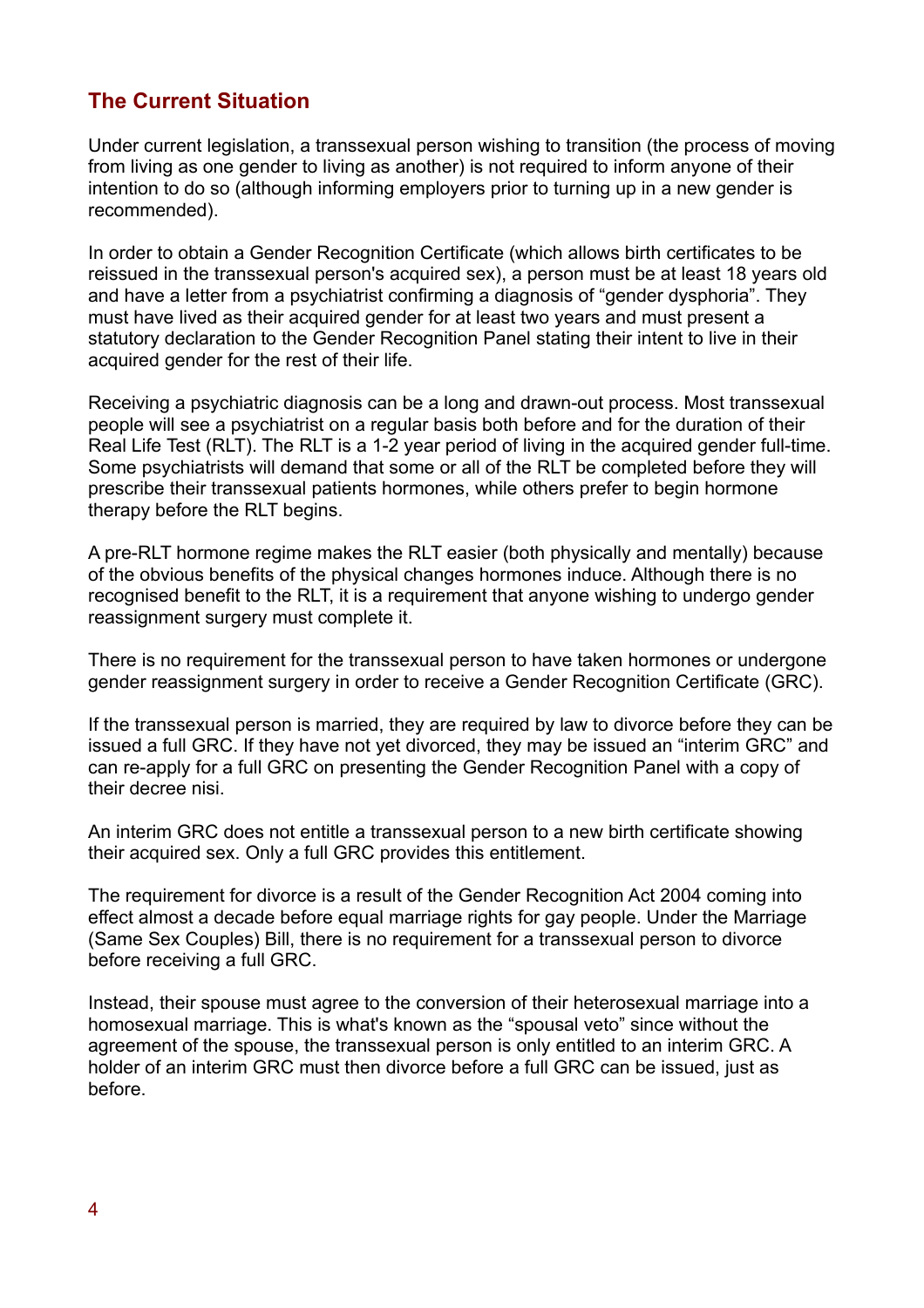## The Current Situation

Under current legislation, a transsexual person wishing to transition (the process of moving from living as one gender to living as another) is not required to inform anyone of their intention to do so (although informing employers prior to turning up in a new gender is recommended).

In order to obtain a Gender Recognition Certificate (which allows birth certificates to be reissued in the transsexual person's acquired sex), a person must be at least 18 years old and have a letter from a psychiatrist confirming a diagnosis of "gender dysphoria". They must have lived as their acquired gender for at least two years and must present a statutory declaration to the Gender Recognition Panel stating their intent to live in their acquired gender for the rest of their life.

Receiving a psychiatric diagnosis can be a long and drawn-out process. Most transsexual people will see a psychiatrist on a regular basis both before and for the duration of their Real Life Test (RLT). The RLT is a 1-2 year period of living in the acquired gender full-time. Some psychiatrists will demand that some or all of the RLT be completed before they will prescribe their transsexual patients hormones, while others prefer to begin hormone therapy before the RLT begins.

A pre-RLT hormone regime makes the RLT easier (both physically and mentally) because of the obvious benefits of the physical changes hormones induce. Although there is no recognised benefit to the RLT, it is a requirement that anyone wishing to undergo gender reassignment surgery must complete it.

There is no requirement for the transsexual person to have taken hormones or undergone gender reassignment surgery in order to receive a Gender Recognition Certificate (GRC).

If the transsexual person is married, they are required by law to divorce before they can be issued a full GRC. If they have not yet divorced, they may be issued an "interim GRC" and can re-apply for a full GRC on presenting the Gender Recognition Panel with a copy of their decree nisi.

An interim GRC does not entitle a transsexual person to a new birth certificate showing their acquired sex. Only a full GRC provides this entitlement.

The requirement for divorce is a result of the Gender Recognition Act 2004 coming into effect almost a decade before equal marriage rights for gay people. Under the Marriage (Same Sex Couples) Bill, there is no requirement for a transsexual person to divorce before receiving a full GRC.

Instead, their spouse must agree to the conversion of their heterosexual marriage into a homosexual marriage. This is what's known as the "spousal veto" since without the agreement of the spouse, the transsexual person is only entitled to an interim GRC. A holder of an interim GRC must then divorce before a full GRC can be issued, just as before.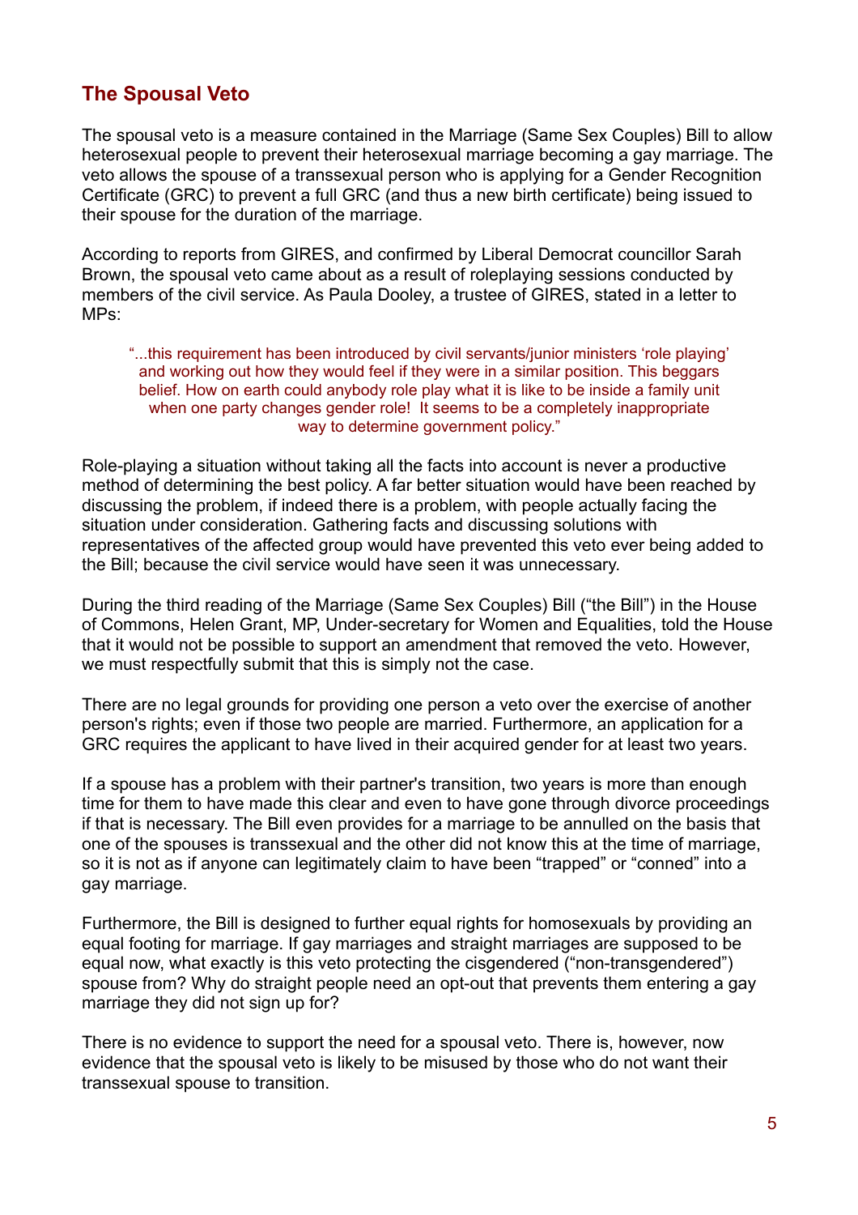## The Spousal Veto

The spousal veto is a measure contained in the Marriage (Same Sex Couples) Bill to allow heterosexual people to prevent their heterosexual marriage becoming a gay marriage. The veto allows the spouse of a transsexual person who is applying for a Gender Recognition Certificate (GRC) to prevent a full GRC (and thus a new birth certificate) being issued to their spouse for the duration of the marriage.

According to reports from GIRES, and confirmed by Liberal Democrat councillor Sarah Brown, the spousal veto came about as a result of roleplaying sessions conducted by members of the civil service. As Paula Dooley, a trustee of GIRES, stated in a letter to MPs:

> "...this requirement has been introduced by civil servants/junior ministers 'role playing' and working out how they would feel if they were in a similar position. This beggars belief. How on earth could anybody role play what it is like to be inside a family unit when one party changes gender role! It seems to be a completely inappropriate way to determine government policy."

Role-playing a situation without taking all the facts into account is never a productive method of determining the best policy. A far better situation would have been reached by discussing the problem, if indeed there is a problem, with people actually facing the situation under consideration. Gathering facts and discussing solutions with representatives of the affected group would have prevented this veto ever being added to the Bill; because the civil service would have seen it was unnecessary.

During the third reading of the Marriage (Same Sex Couples) Bill ("the Bill") in the House of Commons, Helen Grant, MP, Under-secretary for Women and Equalities, told the House that it would not be possible to support an amendment that removed the veto. However, we must respectfully submit that this is simply not the case.

There are no legal grounds for providing one person a veto over the exercise of another person's rights; even if those two people are married. Furthermore, an application for a GRC requires the applicant to have lived in their acquired gender for at least two years.

If a spouse has a problem with their partner's transition, two years is more than enough time for them to have made this clear and even to have gone through divorce proceedings if that is necessary. The Bill even provides for a marriage to be annulled on the basis that one of the spouses is transsexual and the other did not know this at the time of marriage, so it is not as if anyone can legitimately claim to have been "trapped" or "conned" into a gay marriage.

Furthermore, the Bill is designed to further equal rights for homosexuals by providing an equal footing for marriage. If gay marriages and straight marriages are supposed to be equal now, what exactly is this veto protecting the cisgendered ("non-transgendered") spouse from? Why do straight people need an opt-out that prevents them entering a gay marriage they did not sign up for?

There is no evidence to support the need for a spousal veto. There is, however, now evidence that the spousal veto is likely to be misused by those who do not want their transsexual spouse to transition.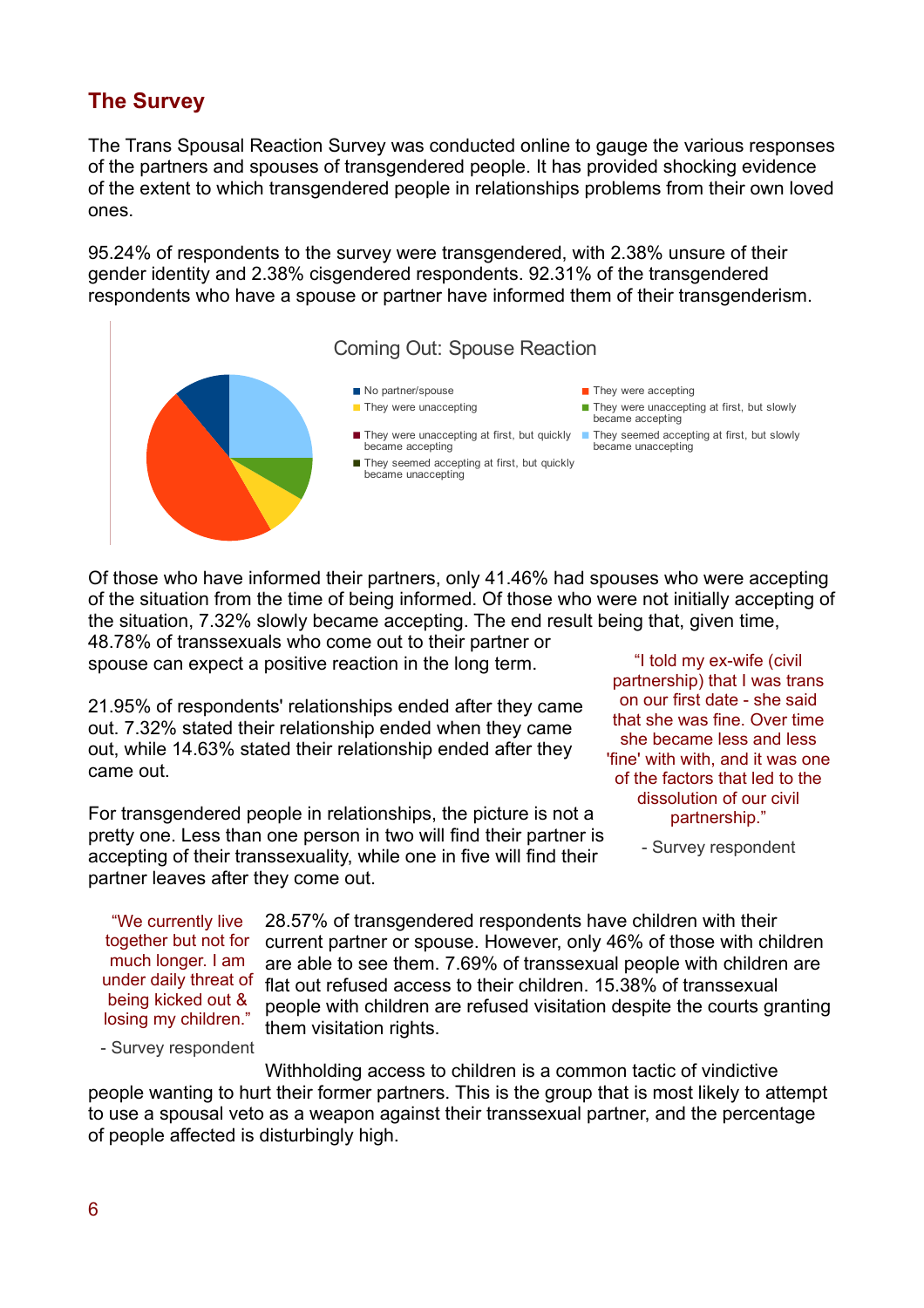## The Survey

The Trans Spousal Reaction Survey was conducted online to gauge the various responses of the partners and spouses of transgendered people. It has provided shocking evidence of the extent to which transgendered people in relationships problems from their own loved ones.

95.24% of respondents to the survey were transgendered, with 2.38% unsure of their gender identity and 2.38% cisgendered respondents. 92.31% of the transgendered respondents who have a spouse or partner have informed them of their transgenderism.

Coming Out: Spouse Reaction

No partner/spouse
They were accepting
They were unaccepting
They were unaccepting at first, but slowly became accepting
They were unaccepting at first, but quickly became accepting
They seemed accepting at first, but slowly became unaccepting
They seemed accepting at first, but quickly became unaccepting

Of those who have informed their partners, only 41.46% had spouses who were accepting of the situation from the time of being informed. Of those who were not initially accepting of the situation, 7.32% slowly became accepting. The end result being that, given time, 48.78% of transsexuals who come out to their partner or spouse can expect a positive reaction in the long term.

21.95% of respondents' relationships ended after they came out. 7.32% stated their relationship ended when they came out, while 14.63% stated their relationship ended after they came out.

For transgendered people in relationships, the picture is not a pretty one. Less than one person in two will find their partner is accepting of their transsexuality, while one in five will find their partner leaves after they come out.

> "I told my ex-wife (civil partnership) that I was trans on our first date - she said that she was fine. Over time she became less and less 'fine' with with, and it was one of the factors that led to the dissolution of our civil partnership."
>
> \- Survey respondent

> "We currently live together but not for much longer. I am under daily threat of being kicked out & losing my children."
>
> \- Survey respondent

28.57% of transgendered respondents have children with their current partner or spouse. However, only 46% of those with children are able to see them. 7.69% of transsexual people with children are flat out refused access to their children. 15.38% of transsexual people with children are refused visitation despite the courts granting them visitation rights.

Withholding access to children is a common tactic of vindictive people wanting to hurt their former partners. This is the group that is most likely to attempt to use a spousal veto as a weapon against their transsexual partner, and the percentage of people affected is disturbingly high.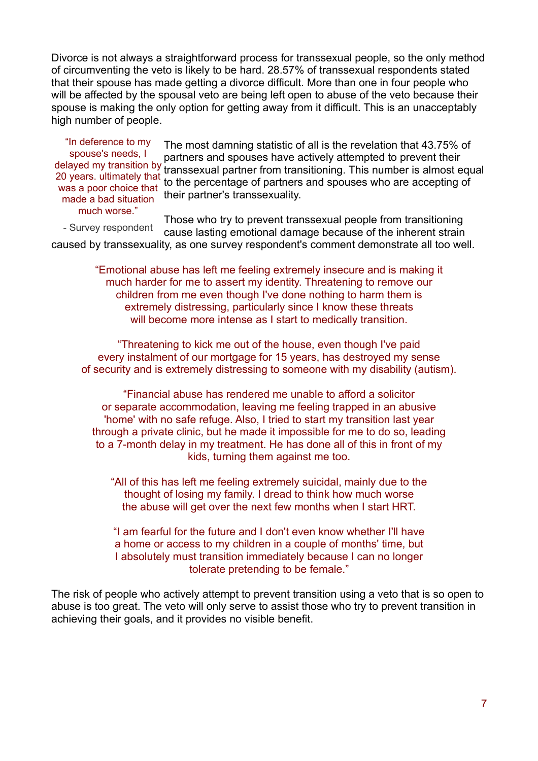Divorce is not always a straightforward process for transsexual people, so the only method of circumventing the veto is likely to be hard. 28.57% of transsexual respondents stated that their spouse has made getting a divorce difficult. More than one in four people who will be affected by the spousal veto are being left open to abuse of the veto because their spouse is making the only option for getting away from it difficult. This is an unacceptably high number of people.

> "In deference to my spouse's needs, I delayed my transition by 20 years. ultimately that was a poor choice that made a bad situation much worse."
>
> \- Survey respondent

The most damning statistic of all is the revelation that 43.75% of partners and spouses have actively attempted to prevent their transsexual partner from transitioning. This number is almost equal to the percentage of partners and spouses who are accepting of their partner's transsexuality.

Those who try to prevent transsexual people from transitioning cause lasting emotional damage because of the inherent strain caused by transsexuality, as one survey respondent's comment demonstrate all too well.

> "Emotional abuse has left me feeling extremely insecure and is making it much harder for me to assert my identity. Threatening to remove our children from me even though I've done nothing to harm them is extremely distressing, particularly since I know these threats will become more intense as I start to medically transition.
>
> "Threatening to kick me out of the house, even though I've paid every instalment of our mortgage for 15 years, has destroyed my sense of security and is extremely distressing to someone with my disability (autism).
>
> "Financial abuse has rendered me unable to afford a solicitor or separate accommodation, leaving me feeling trapped in an abusive 'home' with no safe refuge. Also, I tried to start my transition last year through a private clinic, but he made it impossible for me to do so, leading to a 7-month delay in my treatment. He has done all of this in front of my kids, turning them against me too.
>
> "All of this has left me feeling extremely suicidal, mainly due to the thought of losing my family. I dread to think how much worse the abuse will get over the next few months when I start HRT.
>
> "I am fearful for the future and I don't even know whether I'll have a home or access to my children in a couple of months' time, but I absolutely must transition immediately because I can no longer tolerate pretending to be female."

The risk of people who actively attempt to prevent transition using a veto that is so open to abuse is too great. The veto will only serve to assist those who try to prevent transition in achieving their goals, and it provides no visible benefit.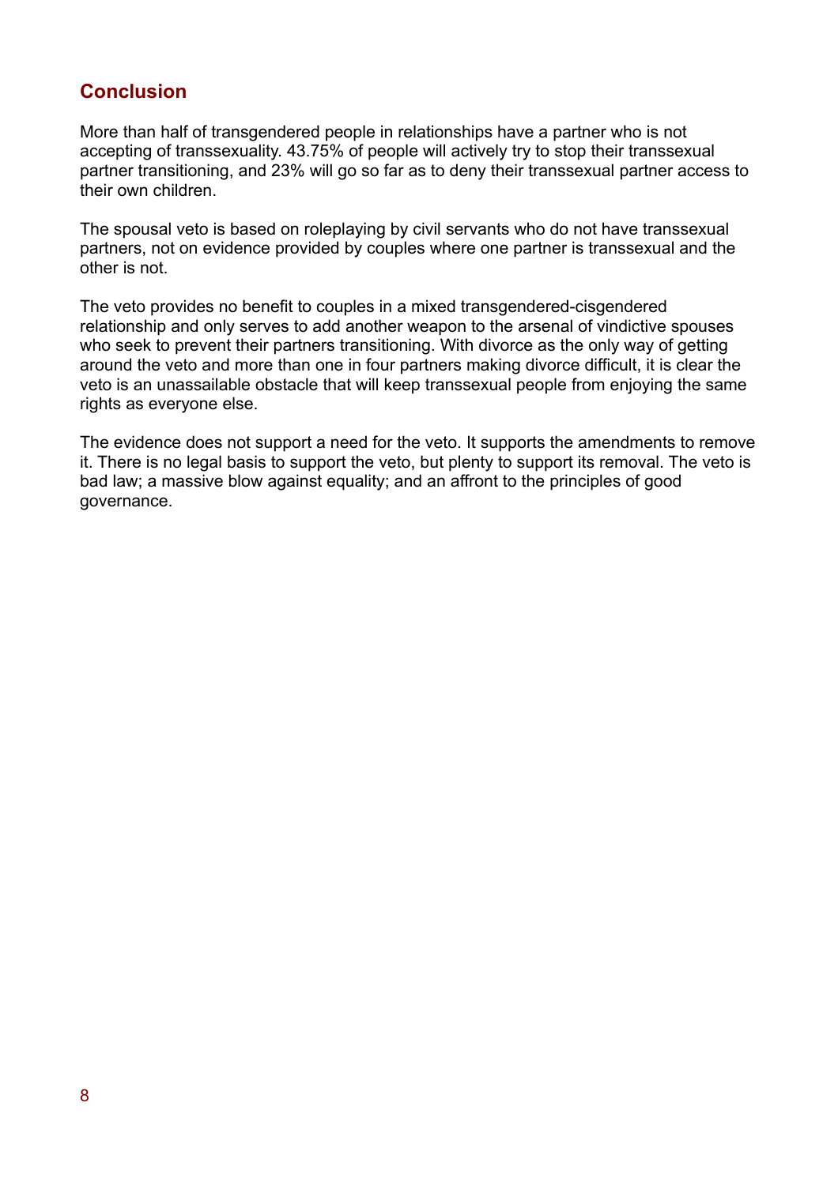## Conclusion

More than half of transgendered people in relationships have a partner who is not accepting of transsexuality. 43.75% of people will actively try to stop their transsexual partner transitioning, and 23% will go so far as to deny their transsexual partner access to their own children.

The spousal veto is based on roleplaying by civil servants who do not have transsexual partners, not on evidence provided by couples where one partner is transsexual and the other is not.

The veto provides no benefit to couples in a mixed transgendered-cisgendered relationship and only serves to add another weapon to the arsenal of vindictive spouses who seek to prevent their partners transitioning. With divorce as the only way of getting around the veto and more than one in four partners making divorce difficult, it is clear the veto is an unassailable obstacle that will keep transsexual people from enjoying the same rights as everyone else.

The evidence does not support a need for the veto. It supports the amendments to remove it. There is no legal basis to support the veto, but plenty to support its removal. The veto is bad law; a massive blow against equality; and an affront to the principles of good governance.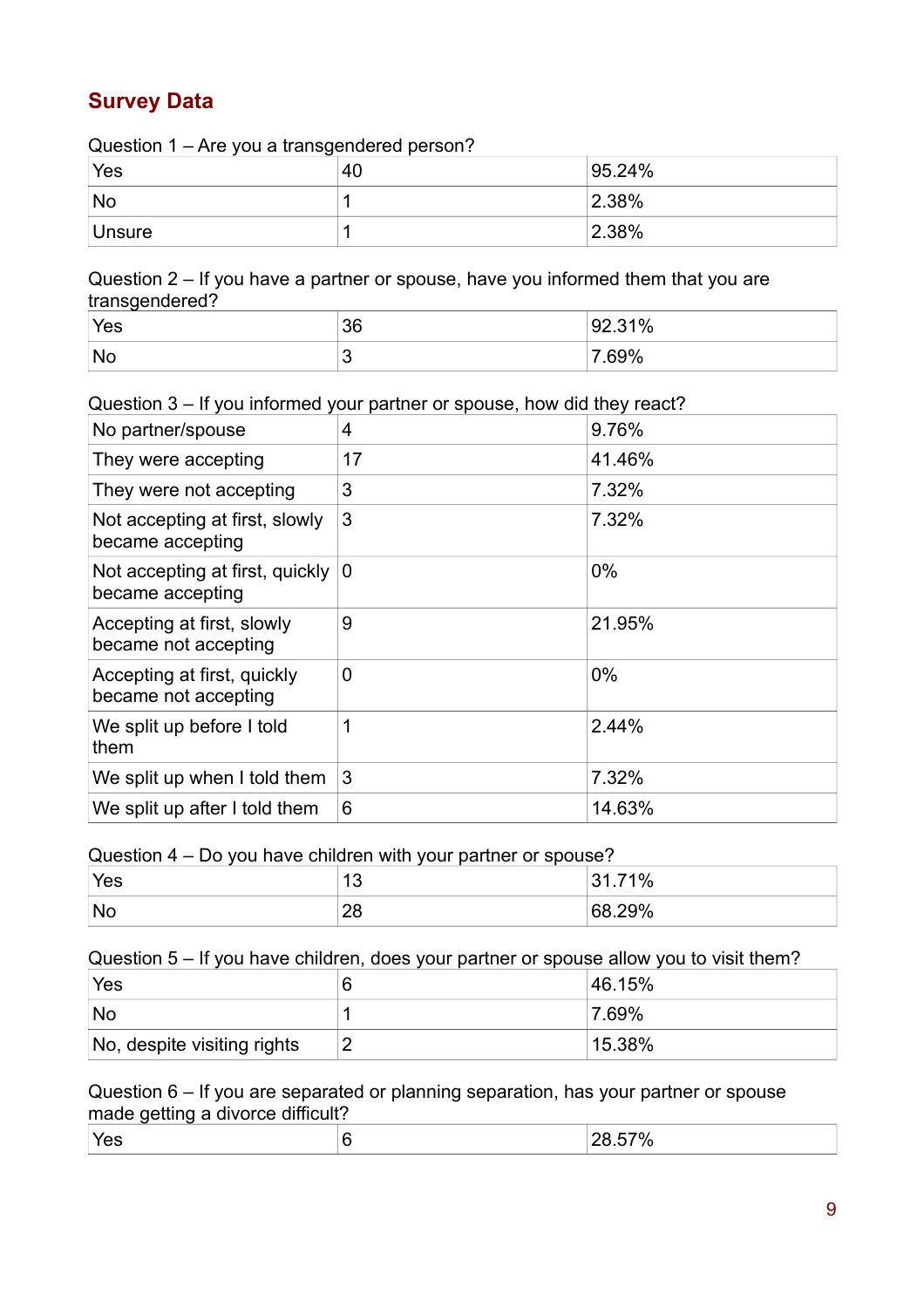## Survey Data

Question 1 – Are you a transgendered person?

| | | |
|---|---|---|
| Yes | 40 | 95.24% |
| No | 1 | 2.38% |
| Unsure | 1 | 2.38% |

Question 2 – If you have a partner or spouse, have you informed them that you are transgendered?

| | | |
|---|---|---|
| Yes | 36 | 92.31% |
| No | 3 | 7.69% |

Question 3 – If you informed your partner or spouse, how did they react?

| | | |
|---|---|---|
| No partner/spouse | 4 | 9.76% |
| They were accepting | 17 | 41.46% |
| They were not accepting | 3 | 7.32% |
| Not accepting at first, slowly became accepting | 3 | 7.32% |
| Not accepting at first, quickly became accepting | 0 | 0% |
| Accepting at first, slowly became not accepting | 9 | 21.95% |
| Accepting at first, quickly became not accepting | 0 | 0% |
| We split up before I told them | 1 | 2.44% |
| We split up when I told them | 3 | 7.32% |
| We split up after I told them | 6 | 14.63% |

Question 4 – Do you have children with your partner or spouse?

| | | |
|---|---|---|
| Yes | 13 | 31.71% |
| No | 28 | 68.29% |

Question 5 – If you have children, does your partner or spouse allow you to visit them?

| | | |
|---|---|---|
| Yes | 6 | 46.15% |
| No | 1 | 7.69% |
| No, despite visiting rights | 2 | 15.38% |

Question 6 – If you are separated or planning separation, has your partner or spouse made getting a divorce difficult?

| | | |
|---|---|---|
| Yes | 6 | 28.57% |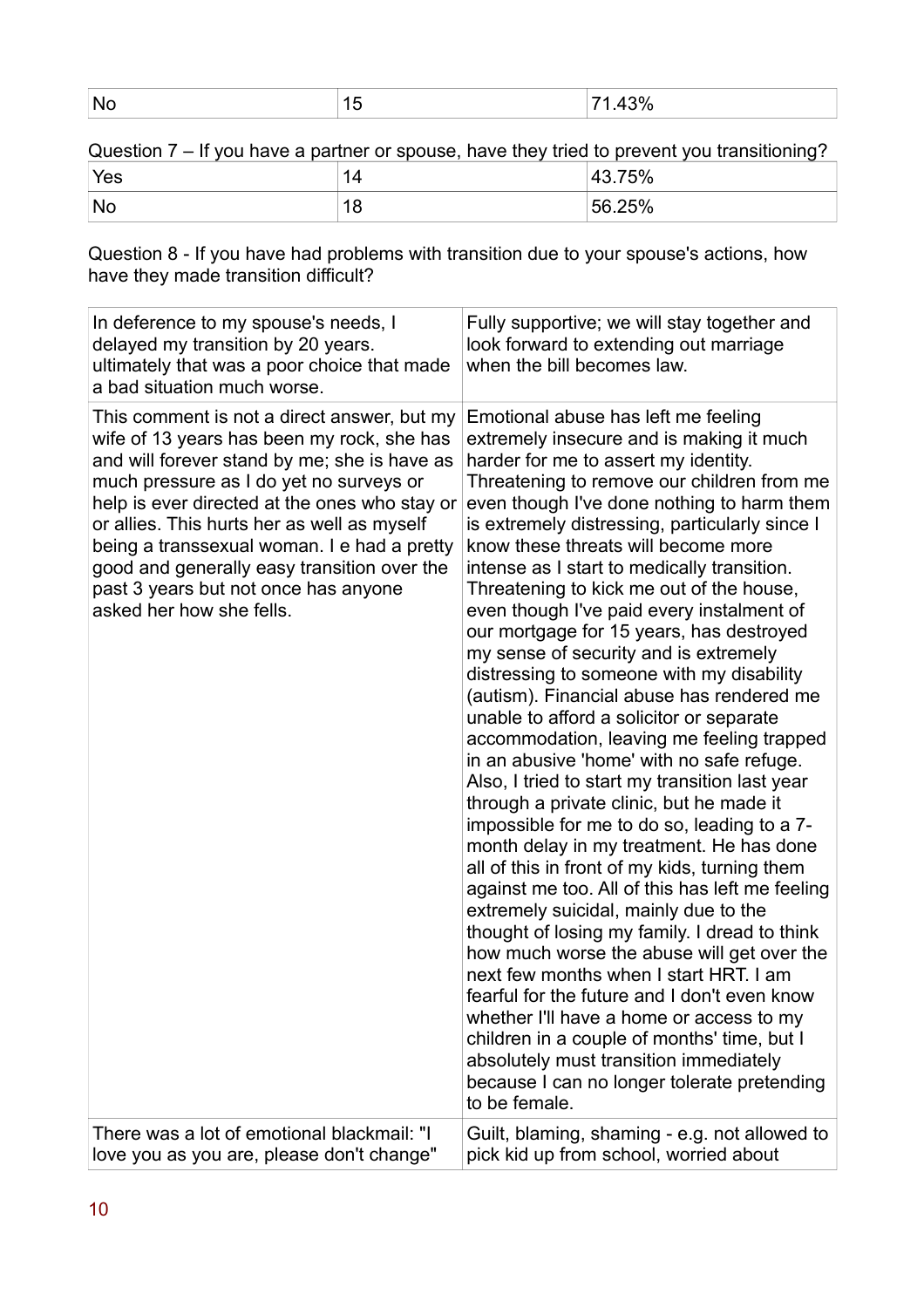| | | |
|---|---|---|
| No | 15 | 71.43% |

Question 7 – If you have a partner or spouse, have they tried to prevent you transitioning?

| | | |
|---|---|---|
| Yes | 14 | 43.75% |
| No | 18 | 56.25% |

Question 8 - If you have had problems with transition due to your spouse's actions, how have they made transition difficult?

| | |
|---|---|
| In deference to my spouse's needs, I delayed my transition by 20 years. ultimately that was a poor choice that made a bad situation much worse. | Fully supportive; we will stay together and look forward to extending out marriage when the bill becomes law. |
| This comment is not a direct answer, but my wife of 13 years has been my rock, she has and will forever stand by me; she is have as much pressure as I do yet no surveys or help is ever directed at the ones who stay or or allies. This hurts her as well as myself being a transsexual woman. I e had a pretty good and generally easy transition over the past 3 years but not once has anyone asked her how she fells. | Emotional abuse has left me feeling extremely insecure and is making it much harder for me to assert my identity. Threatening to remove our children from me even though I've done nothing to harm them is extremely distressing, particularly since I know these threats will become more intense as I start to medically transition. Threatening to kick me out of the house, even though I've paid every instalment of our mortgage for 15 years, has destroyed my sense of security and is extremely distressing to someone with my disability (autism). Financial abuse has rendered me unable to afford a solicitor or separate accommodation, leaving me feeling trapped in an abusive 'home' with no safe refuge. Also, I tried to start my transition last year through a private clinic, but he made it impossible for me to do so, leading to a 7-month delay in my treatment. He has done all of this in front of my kids, turning them against me too. All of this has left me feeling extremely suicidal, mainly due to the thought of losing my family. I dread to think how much worse the abuse will get over the next few months when I start HRT. I am fearful for the future and I don't even know whether I'll have a home or access to my children in a couple of months' time, but I absolutely must transition immediately because I can no longer tolerate pretending to be female. |
| There was a lot of emotional blackmail: "I love you as you are, please don't change" | Guilt, blaming, shaming - e.g. not allowed to pick kid up from school, worried about |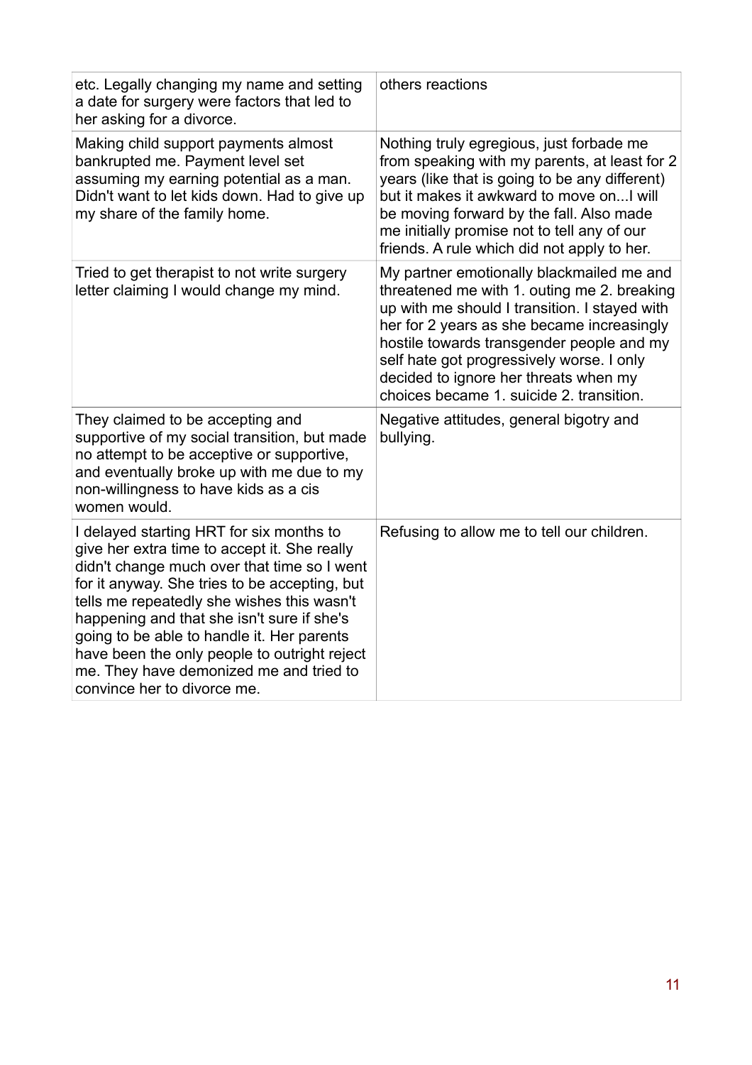| | |
|---|---|
| etc. Legally changing my name and setting a date for surgery were factors that led to her asking for a divorce. | others reactions |
| Making child support payments almost bankrupted me. Payment level set assuming my earning potential as a man. Didn't want to let kids down. Had to give up my share of the family home. | Nothing truly egregious, just forbade me from speaking with my parents, at least for 2 years (like that is going to be any different) but it makes it awkward to move on...I will be moving forward by the fall. Also made me initially promise not to tell any of our friends. A rule which did not apply to her. |
| Tried to get therapist to not write surgery letter claiming I would change my mind. | My partner emotionally blackmailed me and threatened me with 1. outing me 2. breaking up with me should I transition. I stayed with her for 2 years as she became increasingly hostile towards transgender people and my self hate got progressively worse. I only decided to ignore her threats when my choices became 1. suicide 2. transition. |
| They claimed to be accepting and supportive of my social transition, but made no attempt to be acceptive or supportive, and eventually broke up with me due to my non-willingness to have kids as a cis women would. | Negative attitudes, general bigotry and bullying. |
| I delayed starting HRT for six months to give her extra time to accept it. She really didn't change much over that time so I went for it anyway. She tries to be accepting, but tells me repeatedly she wishes this wasn't happening and that she isn't sure if she's going to be able to handle it. Her parents have been the only people to outright reject me. They have demonized me and tried to convince her to divorce me. | Refusing to allow me to tell our children. |